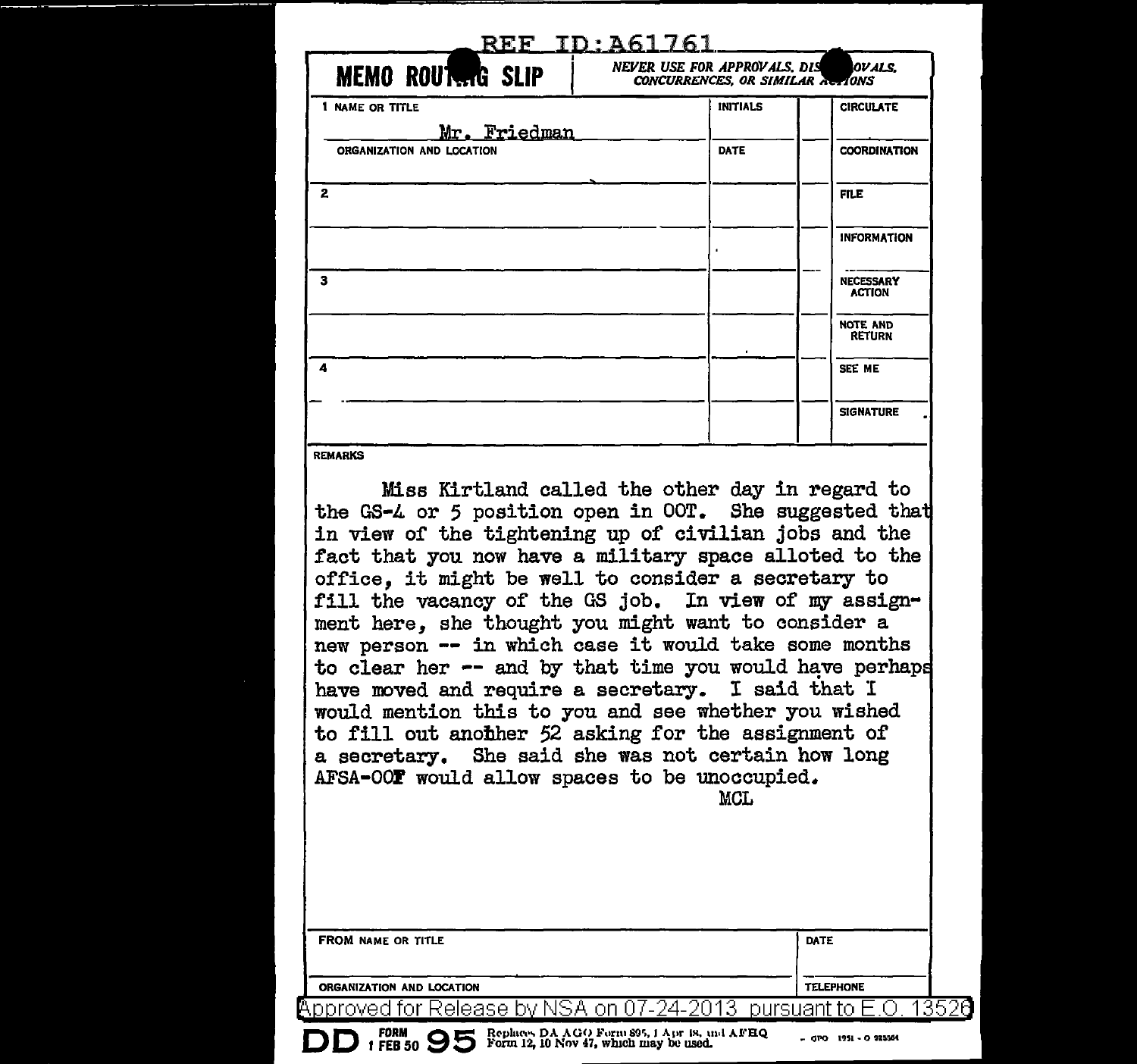REF ID:A61761

**MEMO ROUTING SLIP** | NEVER USE FOR APPROVALS, DISAPPROVALS, CONCURRENCES, OR SIMILAR ACTIONS

| 1 NAME OR TITLE | INITIALS | | CIRCULATE |
|---|---|---|---|
| Mr. Friedman | | | |
| ORGANIZATION AND LOCATION | DATE | | COORDINATION |
| | | | |
| 2 | | | FILE |
| | | | INFORMATION |
| 3 | | | NECESSARY ACTION |
| | | | NOTE AND RETURN |
| 4 | | | SEE ME |
| | | | SIGNATURE |

REMARKS

Miss Kirtland called the other day in regard to the GS-4 or 5 position open in OOT. She suggested that in view of the tightening up of civilian jobs and the fact that you now have a military space alloted to the office, it might be well to consider a secretary to fill the vacancy of the GS job. In view of my assignment here, she thought you might want to consider a new person -- in which case it would take some months to clear her -- and by that time you would have perhaps have moved and require a secretary. I said that I would mention this to you and see whether you wished to fill out anobher 52 asking for the assignment of a secretary. She said she was not certain how long AFSA-OOF would allow spaces to be unoccupied.

MCL

| FROM NAME OR TITLE | DATE |
|---|---|
| ORGANIZATION AND LOCATION | TELEPHONE |

Approved for Release by NSA on 07-24-2013 pursuant to E.O. 13526

DD FORM 1 FEB 50 95 Replaces DA AGO Form 895, 1 Apr 48, and AFHQ Form 12, 10 Nov 47, which may be used.

GPO 1951 - O 925564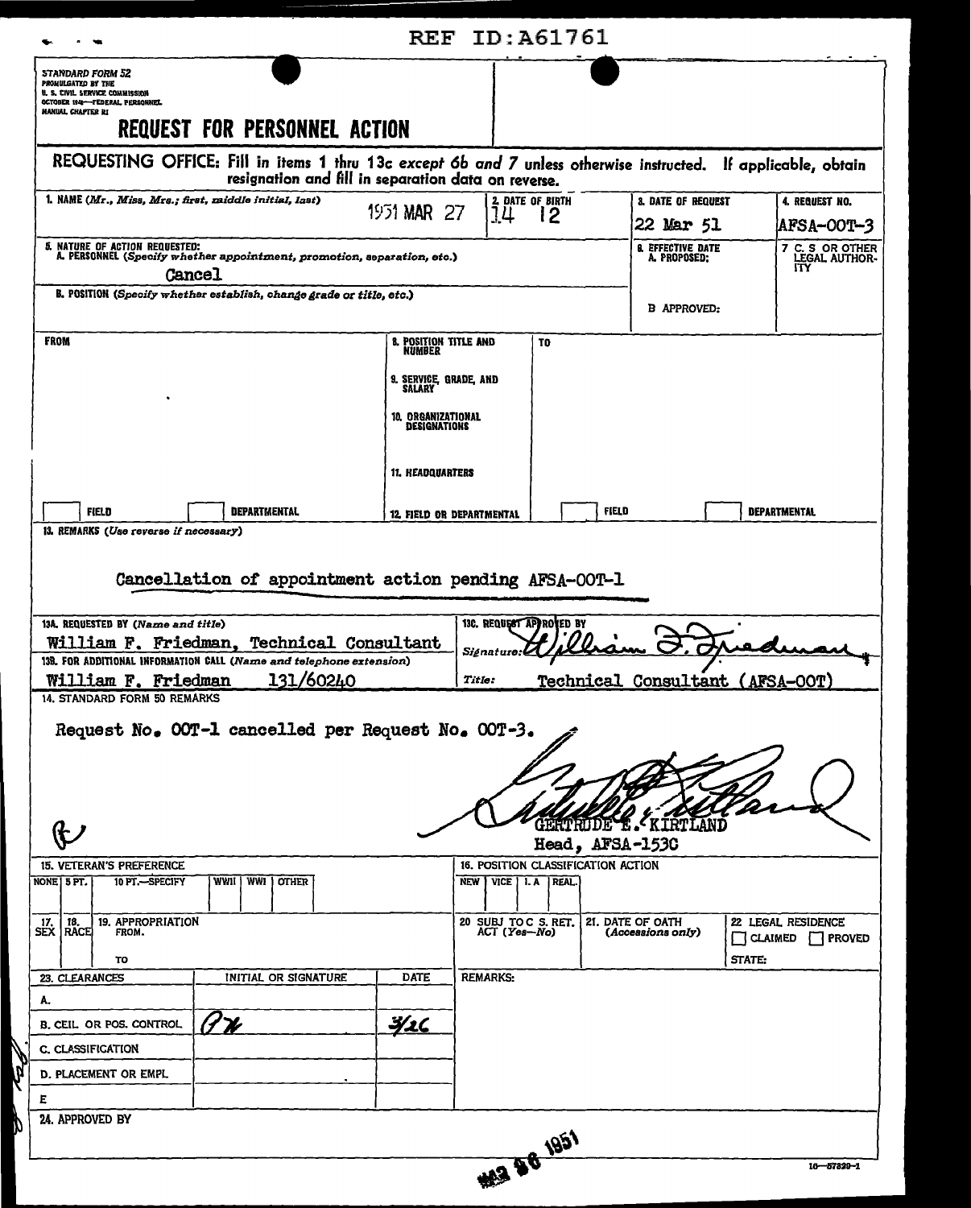REF ID:A61761

STANDARD FORM 52
PROMULGATED BY THE
U. S. CIVIL SERVICE COMMISSION
OCTOBER 194–FEDERAL PERSONNEL
MANUAL, CHAPTER R1

# REQUEST FOR PERSONNEL ACTION

**REQUESTING OFFICE:** Fill in items 1 thru 13c *except 6b and 7* unless otherwise instructed. If applicable, obtain resignation and fill in separation data on reverse.

| 1. NAME (*Mr., Miss, Mrs.; first, middle initial, last*) | 2. DATE OF BIRTH | 3. DATE OF REQUEST | 4. REQUEST NO. |
|---|---|---|---|
| 1951 MAR 27 | 14 12 | 22 Mar 51 | AFSA-OOT-3 |

| 5. NATURE OF ACTION REQUESTED: A. PERSONNEL (*Specify whether appointment, promotion, separation, etc.*) | 6. EFFECTIVE DATE A. PROPOSED: | 7 C. S OR OTHER LEGAL AUTHORITY |
|---|---|---|
| Cancel | | |
| B. POSITION (*Specify whether establish, change grade or title, etc.*) | B APPROVED: | |

| FROM | | TO |
|---|---|---|
| | 8. POSITION TITLE AND NUMBER | |
| | 9. SERVICE, GRADE, AND SALARY | |
| | 10. ORGANIZATIONAL DESIGNATIONS | |
| | 11. HEADQUARTERS | |
| ☐ FIELD ☐ DEPARTMENTAL | 12. FIELD OR DEPARTMENTAL | ☐ FIELD ☐ DEPARTMENTAL |

13. REMARKS (*Use reverse if necessary*)

Cancellation of appointment action pending AFSA-OOT-1

| 13A. REQUESTED BY (*Name and title*) | 13C. REQUEST APPROVED BY |
|---|---|
| William F. Friedman, Technical Consultant | Signature: William F. Friedman |
| 13B. FOR ADDITIONAL INFORMATION CALL (*Name and telephone extension*) William F. Friedman 131/60240 | Title: Technical Consultant (AFSA-OOT) |

14. STANDARD FORM 50 REMARKS

Request No. OOT-1 cancelled per Request No. OOT-3.

Gertrude E. Kirtland

GERTRUDE E. KIRTLAND
Head, AFSA-153C

15. VETERAN'S PREFERENCE: NONE | 5 PT. | 10 PT.—SPECIFY | WWII | WWI | OTHER

16. POSITION CLASSIFICATION ACTION: NEW | VICE | I. A | REAL.

17. SEX | 18. RACE | 19. APPROPRIATION FROM. TO | 20 SUBJ TO C S. RET. ACT (*Yes—No*) | 21. DATE OF OATH (*Accessions only*) | 22 LEGAL RESIDENCE ☐ CLAIMED ☐ PROVED STATE:

| 23. CLEARANCES | INITIAL OR SIGNATURE | DATE |
|---|---|---|
| A. | | |
| B. CEIL. OR POS. CONTROL | PK | 3/26 |
| C. CLASSIFICATION | | |
| D. PLACEMENT OR EMPL | | |
| E | | |

REMARKS:

24. APPROVED BY

MAR 26 1951

16—57320-1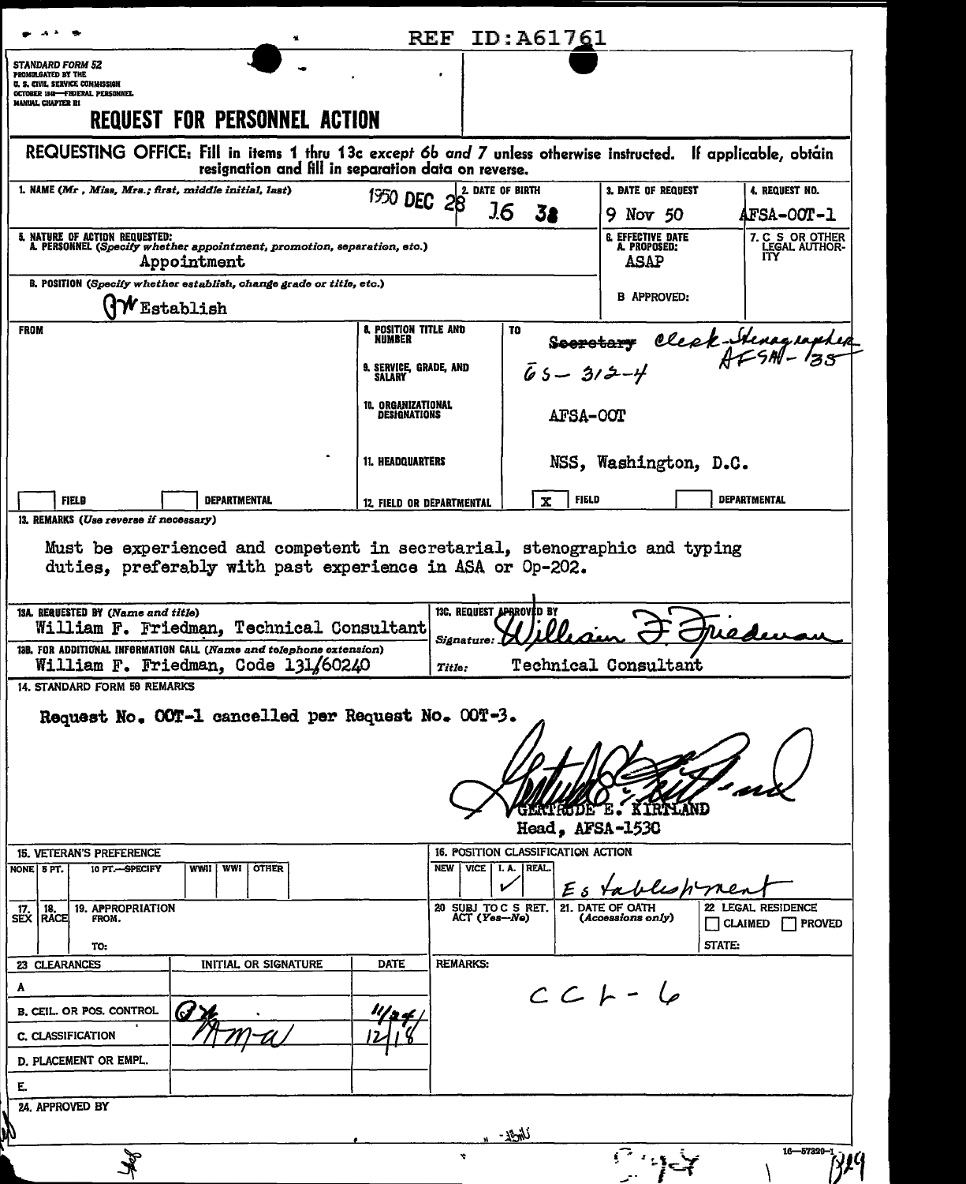REF ID:A61761

STANDARD FORM 52
PROMULGATED BY THE U. S. CIVIL SERVICE COMMISSION
OCTOBER 1949—FEDERAL PERSONNEL MANUAL, CHAPTER R1

# REQUEST FOR PERSONNEL ACTION

**REQUESTING OFFICE:** Fill in items 1 thru 13c *except 6b and 7* unless otherwise instructed. If applicable, obtain resignation and fill in separation data on reverse.

| 1. NAME (Mr., Miss, Mrs.; first, middle initial, last) | 2. DATE OF BIRTH | 3. DATE OF REQUEST | 4. REQUEST NO. |
|---|---|---|---|
| 1950 DEC 28 | 16 38 | 9 Nov 50 | AFSA-OOT-1 |

5. NATURE OF ACTION REQUESTED:
A. PERSONNEL (Specify whether appointment, promotion, separation, etc.)
Appointment

B. POSITION (Specify whether establish, change grade or title, etc.)
GW Establish

6. EFFECTIVE DATE
A. PROPOSED: ASAP
B. APPROVED:

7. C S OR OTHER LEGAL AUTHORITY

| FROM | | TO |
|---|---|---|
| | 8. POSITION TITLE AND NUMBER | ~~Secretary~~ Clerk-Stenographer AFSA-135 |
| | 9. SERVICE, GRADE, AND SALARY | GS-312-4 |
| | 10. ORGANIZATIONAL DESIGNATIONS | AFSA-OOT |
| | 11. HEADQUARTERS | NSS, Washington, D.C. |
| ☐ FIELD ☐ DEPARTMENTAL | 12. FIELD OR DEPARTMENTAL | ☒ FIELD ☐ DEPARTMENTAL |

13. REMARKS (Use reverse if necessary)

Must be experienced and competent in secretarial, stenographic and typing duties, preferably with past experience in ASA or Op-202.

13A. REQUESTED BY (Name and title)
William F. Friedman, Technical Consultant

13B. FOR ADDITIONAL INFORMATION CALL (Name and telephone extension)
William F. Friedman, Code 131/60240

13C. REQUEST APPROVED BY
Signature: William F. Friedman
Title: Technical Consultant

14. STANDARD FORM 50 REMARKS

**Request No. OOT-1 cancelled per Request No. OOT-3.**

Gertrude E. Kirtland
GERTRUDE E. KIRTLAND
Head, AFSA-1530

15. VETERAN'S PREFERENCE
NONE | 5 PT. | 10 PT.—SPECIFY | WWII | WWI | OTHER

16. POSITION CLASSIFICATION ACTION
NEW | VICE | I. A. ✓ | REAL.
Establishment

17. SEX | 18. RACE | 19. APPROPRIATION FROM: TO:

20 SUBJ TO C S RET. ACT (Yes—No)

21. DATE OF OATH (Accessions only)

22 LEGAL RESIDENCE ☐ CLAIMED ☐ PROVED
STATE:

| 23 CLEARANCES | INITIAL OR SIGNATURE | DATE |
|---|---|---|
| A | | |
| B. CEIL. OR POS. CONTROL | | 11/24 |
| C. CLASSIFICATION | AMW | 12/18 |
| D. PLACEMENT OR EMPL. | | |
| E. | | |

REMARKS:
CCL-6

24. APPROVED BY

16—57320-1